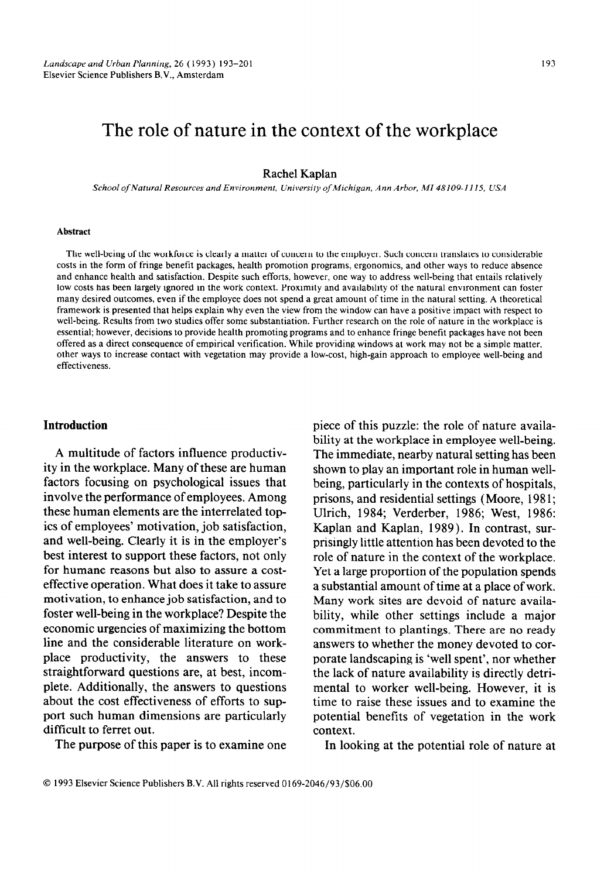# The role of nature in the context of the workplace

Rachel Kaplan

*School of Natural Resources and Environment, University of Michigan, Ann Arbor, MI 48109-1115, USA*

## Abstract

The well-being of the workforce is clearly a matter of concern to the employer. Such concern translates to considerable costs in the form of fringe benefit packages, health promotion programs, ergonomics, and other ways to reduce absence and enhance health and satisfaction. Despite such efforts, however, one way to address well-being that entails relatively low costs has been largely ignored in the work context. Proximity and availability of the natural environment can foster many desired outcomes, even if the employee does not spend a great amount of time in the natural setting. A theoretical framework is presented that helps explain why even the view from the window can have a positive impact with respect to well-being. Results from two studies offer some substantiation. Further research on the role of nature in the workplace is essential; however, decisions to provide health promoting programs and to enhance fringe benefit packages have not been offered as a direct consequence of empirical verification. While providing windows at work may not be a simple matter, other ways to increase contact with vegetation may provide a low-cost, high-gain approach to employee well-being and effectiveness.

## Introduction

A multitude of factors influence productivity in the workplace. Many of these are human factors focusing on psychological issues that involve the performance of employees. Among these human elements are the interrelated topics of employees' motivation, job satisfaction, and well-being. Clearly it is in the employer's best interest to support these factors, not only for humane reasons but also to assure a cost-effective operation. What does it take to assure motivation, to enhance job satisfaction, and to foster well-being in the workplace? Despite the economic urgencies of maximizing the bottom line and the considerable literature on workplace productivity, the answers to these straightforward questions are, at best, incomplete. Additionally, the answers to questions about the cost effectiveness of efforts to support such human dimensions are particularly difficult to ferret out.

The purpose of this paper is to examine one piece of this puzzle: the role of nature availability at the workplace in employee well-being. The immediate, nearby natural setting has been shown to play an important role in human well-being, particularly in the contexts of hospitals, prisons, and residential settings (Moore, 1981; Ulrich, 1984; Verderber, 1986; West, 1986; Kaplan and Kaplan, 1989). In contrast, surprisingly little attention has been devoted to the role of nature in the context of the workplace. Yet a large proportion of the population spends a substantial amount of time at a place of work. Many work sites are devoid of nature availability, while other settings include a major commitment to plantings. There are no ready answers to whether the money devoted to corporate landscaping is 'well spent', nor whether the lack of nature availability is directly detrimental to worker well-being. However, it is time to raise these issues and to examine the potential benefits of vegetation in the work context.

In looking at the potential role of nature at

© 1993 Elsevier Science Publishers B.V. All rights reserved 0169-2046/93/$06.00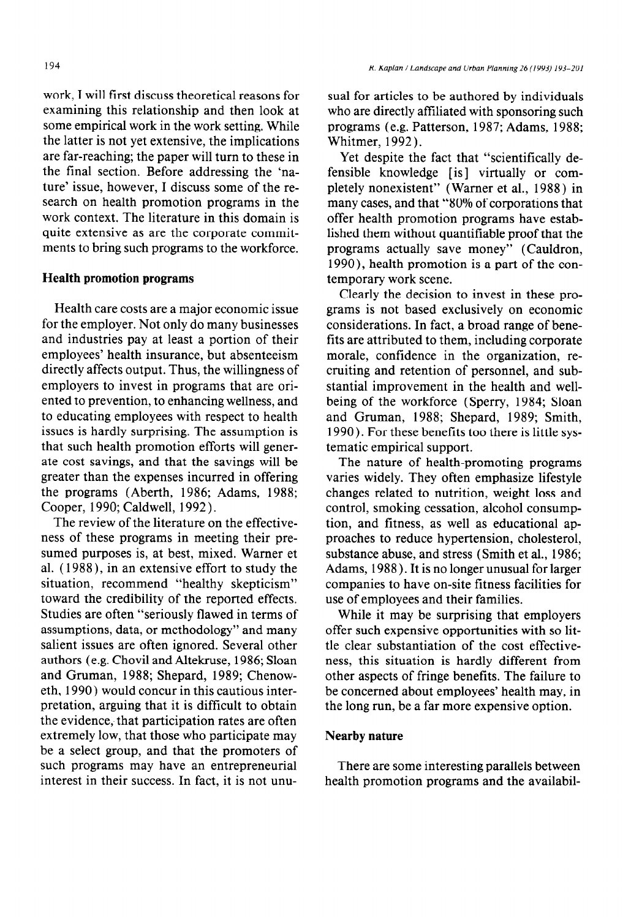work, I will first discuss theoretical reasons for examining this relationship and then look at some empirical work in the work setting. While the latter is not yet extensive, the implications are far-reaching; the paper will turn to these in the final section. Before addressing the 'nature' issue, however, I discuss some of the research on health promotion programs in the work context. The literature in this domain is quite extensive as are the corporate commitments to bring such programs to the workforce.

## Health promotion programs

Health care costs are a major economic issue for the employer. Not only do many businesses and industries pay at least a portion of their employees' health insurance, but absenteeism directly affects output. Thus, the willingness of employers to invest in programs that are oriented to prevention, to enhancing wellness, and to educating employees with respect to health issues is hardly surprising. The assumption is that such health promotion efforts will generate cost savings, and that the savings will be greater than the expenses incurred in offering the programs (Aberth, 1986; Adams, 1988; Cooper, 1990; Caldwell, 1992).

The review of the literature on the effectiveness of these programs in meeting their presumed purposes is, at best, mixed. Warner et al. (1988), in an extensive effort to study the situation, recommend "healthy skepticism" toward the credibility of the reported effects. Studies are often "seriously flawed in terms of assumptions, data, or methodology" and many salient issues are often ignored. Several other authors (e.g. Chovil and Altekruse, 1986; Sloan and Gruman, 1988; Shepard, 1989; Chenoweth, 1990) would concur in this cautious interpretation, arguing that it is difficult to obtain the evidence, that participation rates are often extremely low, that those who participate may be a select group, and that the promoters of such programs may have an entrepreneurial interest in their success. In fact, it is not unusual for articles to be authored by individuals who are directly affiliated with sponsoring such programs (e.g. Patterson, 1987; Adams, 1988; Whitmer, 1992).

Yet despite the fact that "scientifically defensible knowledge [is] virtually or completely nonexistent" (Warner et al., 1988) in many cases, and that "80% of corporations that offer health promotion programs have established them without quantifiable proof that the programs actually save money" (Cauldron, 1990), health promotion is a part of the contemporary work scene.

Clearly the decision to invest in these programs is not based exclusively on economic considerations. In fact, a broad range of benefits are attributed to them, including corporate morale, confidence in the organization, recruiting and retention of personnel, and substantial improvement in the health and well-being of the workforce (Sperry, 1984; Sloan and Gruman, 1988; Shepard, 1989; Smith, 1990). For these benefits too there is little systematic empirical support.

The nature of health-promoting programs varies widely. They often emphasize lifestyle changes related to nutrition, weight loss and control, smoking cessation, alcohol consumption, and fitness, as well as educational approaches to reduce hypertension, cholesterol, substance abuse, and stress (Smith et al., 1986; Adams, 1988). It is no longer unusual for larger companies to have on-site fitness facilities for use of employees and their families.

While it may be surprising that employers offer such expensive opportunities with so little clear substantiation of the cost effectiveness, this situation is hardly different from other aspects of fringe benefits. The failure to be concerned about employees' health may, in the long run, be a far more expensive option.

## Nearby nature

There are some interesting parallels between health promotion programs and the availabil-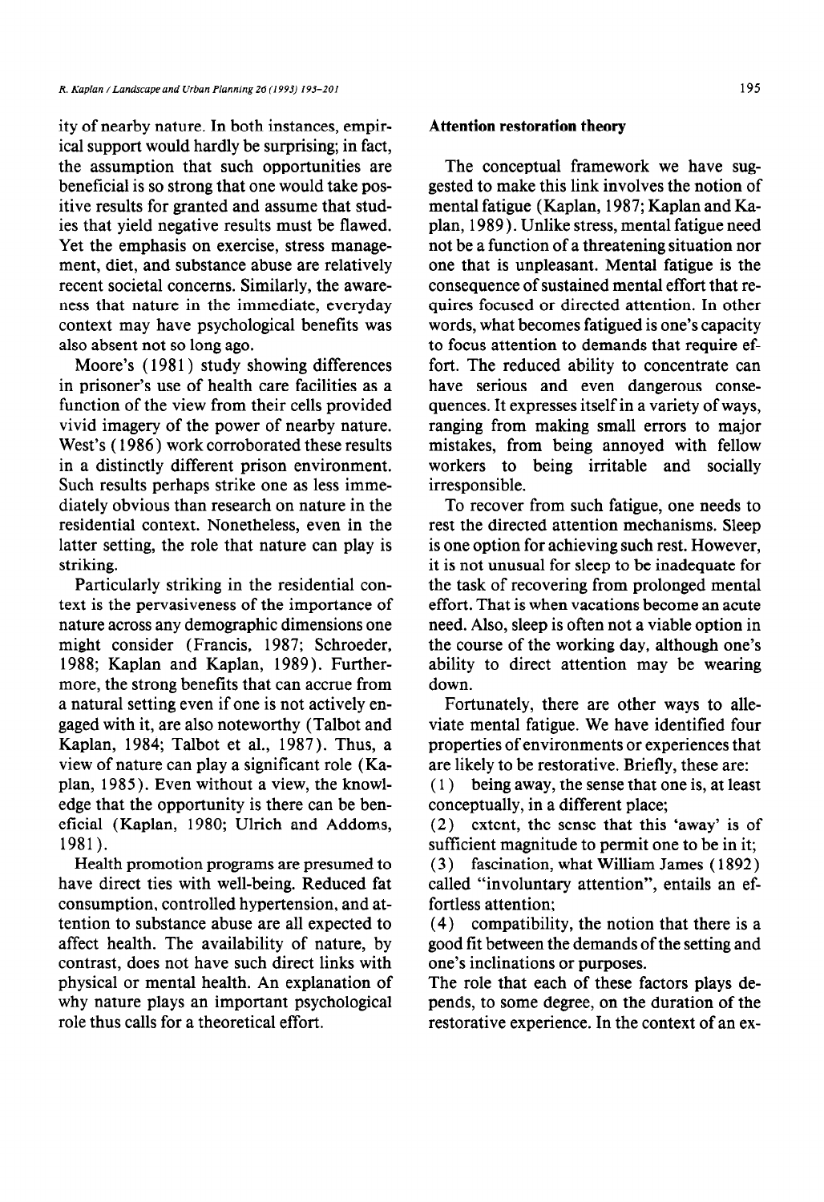ity of nearby nature. In both instances, empirical support would hardly be surprising; in fact, the assumption that such opportunities are beneficial is so strong that one would take positive results for granted and assume that studies that yield negative results must be flawed. Yet the emphasis on exercise, stress management, diet, and substance abuse are relatively recent societal concerns. Similarly, the awareness that nature in the immediate, everyday context may have psychological benefits was also absent not so long ago.

Moore's (1981) study showing differences in prisoner's use of health care facilities as a function of the view from their cells provided vivid imagery of the power of nearby nature. West's (1986) work corroborated these results in a distinctly different prison environment. Such results perhaps strike one as less immediately obvious than research on nature in the residential context. Nonetheless, even in the latter setting, the role that nature can play is striking.

Particularly striking in the residential context is the pervasiveness of the importance of nature across any demographic dimensions one might consider (Francis, 1987; Schroeder, 1988; Kaplan and Kaplan, 1989). Furthermore, the strong benefits that can accrue from a natural setting even if one is not actively engaged with it, are also noteworthy (Talbot and Kaplan, 1984; Talbot et al., 1987). Thus, a view of nature can play a significant role (Kaplan, 1985). Even without a view, the knowledge that the opportunity is there can be beneficial (Kaplan, 1980; Ulrich and Addoms, 1981).

Health promotion programs are presumed to have direct ties with well-being. Reduced fat consumption, controlled hypertension, and attention to substance abuse are all expected to affect health. The availability of nature, by contrast, does not have such direct links with physical or mental health. An explanation of why nature plays an important psychological role thus calls for a theoretical effort.

### Attention restoration theory

The conceptual framework we have suggested to make this link involves the notion of mental fatigue (Kaplan, 1987; Kaplan and Kaplan, 1989). Unlike stress, mental fatigue need not be a function of a threatening situation nor one that is unpleasant. Mental fatigue is the consequence of sustained mental effort that requires focused or directed attention. In other words, what becomes fatigued is one's capacity to focus attention to demands that require effort. The reduced ability to concentrate can have serious and even dangerous consequences. It expresses itself in a variety of ways, ranging from making small errors to major mistakes, from being annoyed with fellow workers to being irritable and socially irresponsible.

To recover from such fatigue, one needs to rest the directed attention mechanisms. Sleep is one option for achieving such rest. However, it is not unusual for sleep to be inadequate for the task of recovering from prolonged mental effort. That is when vacations become an acute need. Also, sleep is often not a viable option in the course of the working day, although one's ability to direct attention may be wearing down.

Fortunately, there are other ways to alleviate mental fatigue. We have identified four properties of environments or experiences that are likely to be restorative. Briefly, these are:

(1) being away, the sense that one is, at least conceptually, in a different place;

(2) extent, the sense that this 'away' is of sufficient magnitude to permit one to be in it;

(3) fascination, what William James (1892) called "involuntary attention", entails an effortless attention;

(4) compatibility, the notion that there is a good fit between the demands of the setting and one's inclinations or purposes.

The role that each of these factors plays depends, to some degree, on the duration of the restorative experience. In the context of an ex-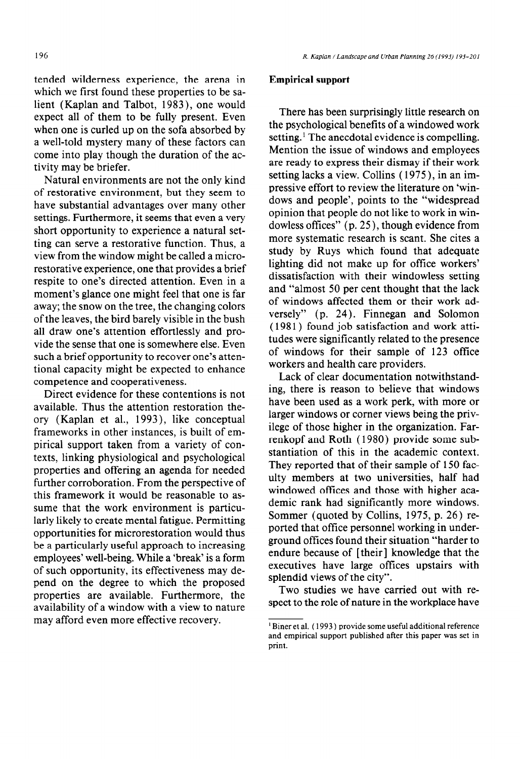tended wilderness experience, the arena in which we first found these properties to be salient (Kaplan and Talbot, 1983), one would expect all of them to be fully present. Even when one is curled up on the sofa absorbed by a well-told mystery many of these factors can come into play though the duration of the activity may be briefer.

Natural environments are not the only kind of restorative environment, but they seem to have substantial advantages over many other settings. Furthermore, it seems that even a very short opportunity to experience a natural setting can serve a restorative function. Thus, a view from the window might be called a microrestorative experience, one that provides a brief respite to one's directed attention. Even in a moment's glance one might feel that one is far away; the snow on the tree, the changing colors of the leaves, the bird barely visible in the bush all draw one's attention effortlessly and provide the sense that one is somewhere else. Even such a brief opportunity to recover one's attentional capacity might be expected to enhance competence and cooperativeness.

Direct evidence for these contentions is not available. Thus the attention restoration theory (Kaplan et al., 1993), like conceptual frameworks in other instances, is built of empirical support taken from a variety of contexts, linking physiological and psychological properties and offering an agenda for needed further corroboration. From the perspective of this framework it would be reasonable to assume that the work environment is particularly likely to create mental fatigue. Permitting opportunities for microrestoration would thus be a particularly useful approach to increasing employees' well-being. While a 'break' is a form of such opportunity, its effectiveness may depend on the degree to which the proposed properties are available. Furthermore, the availability of a window with a view to nature may afford even more effective recovery.

## Empirical support

There has been surprisingly little research on the psychological benefits of a windowed work setting.[1] The anecdotal evidence is compelling. Mention the issue of windows and employees are ready to express their dismay if their work setting lacks a view. Collins (1975), in an impressive effort to review the literature on 'windows and people', points to the "widespread opinion that people do not like to work in windowless offices" (p. 25), though evidence from more systematic research is scant. She cites a study by Ruys which found that adequate lighting did not make up for office workers' dissatisfaction with their windowless setting and "almost 50 per cent thought that the lack of windows affected them or their work adversely" (p. 24). Finnegan and Solomon (1981) found job satisfaction and work attitudes were significantly related to the presence of windows for their sample of 123 office workers and health care providers.

Lack of clear documentation notwithstanding, there is reason to believe that windows have been used as a work perk, with more or larger windows or corner views being the privilege of those higher in the organization. Farrenkopf and Roth (1980) provide some substantiation of this in the academic context. They reported that of their sample of 150 faculty members at two universities, half had windowed offices and those with higher academic rank had significantly more windows. Sommer (quoted by Collins, 1975, p. 26) reported that office personnel working in underground offices found their situation "harder to endure because of [their] knowledge that the executives have large offices upstairs with splendid views of the city".

Two studies we have carried out with respect to the role of nature in the workplace have

[1] Biner et al. (1993) provide some useful additional reference and empirical support published after this paper was set in print.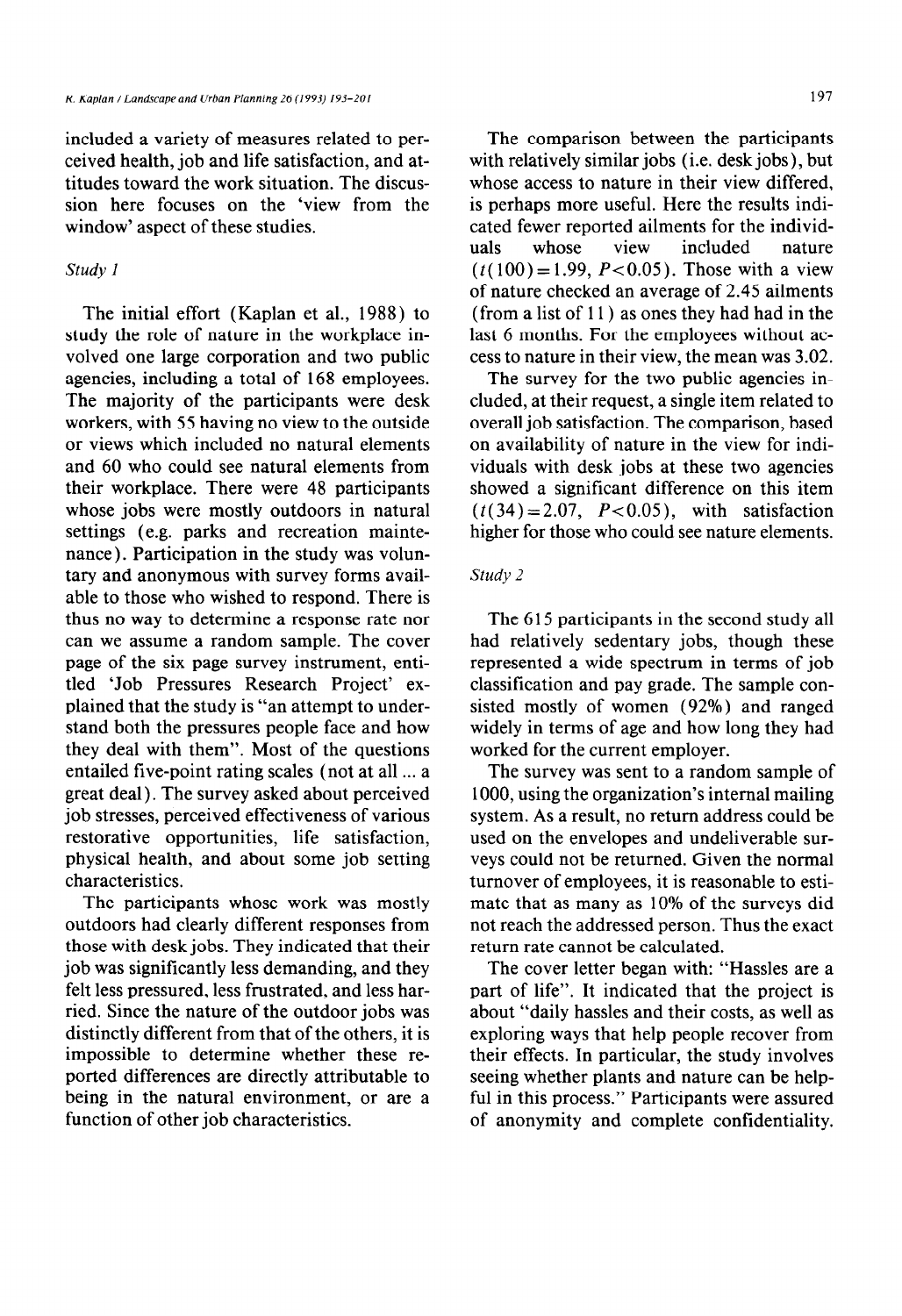included a variety of measures related to perceived health, job and life satisfaction, and attitudes toward the work situation. The discussion here focuses on the 'view from the window' aspect of these studies.

### *Study 1*

The initial effort (Kaplan et al., 1988) to study the role of nature in the workplace involved one large corporation and two public agencies, including a total of 168 employees. The majority of the participants were desk workers, with 55 having no view to the outside or views which included no natural elements and 60 who could see natural elements from their workplace. There were 48 participants whose jobs were mostly outdoors in natural settings (e.g. parks and recreation maintenance). Participation in the study was voluntary and anonymous with survey forms available to those who wished to respond. There is thus no way to determine a response rate nor can we assume a random sample. The cover page of the six page survey instrument, entitled 'Job Pressures Research Project' explained that the study is "an attempt to understand both the pressures people face and how they deal with them". Most of the questions entailed five-point rating scales (not at all ... a great deal). The survey asked about perceived job stresses, perceived effectiveness of various restorative opportunities, life satisfaction, physical health, and about some job setting characteristics.

The participants whose work was mostly outdoors had clearly different responses from those with desk jobs. They indicated that their job was significantly less demanding, and they felt less pressured, less frustrated, and less harried. Since the nature of the outdoor jobs was distinctly different from that of the others, it is impossible to determine whether these reported differences are directly attributable to being in the natural environment, or are a function of other job characteristics.

The comparison between the participants with relatively similar jobs (i.e. desk jobs), but whose access to nature in their view differed, is perhaps more useful. Here the results indicated fewer reported ailments for the individuals whose view included nature ($t(100)=1.99$, $P<0.05$). Those with a view of nature checked an average of 2.45 ailments (from a list of 11) as ones they had had in the last 6 months. For the employees without access to nature in their view, the mean was 3.02.

The survey for the two public agencies included, at their request, a single item related to overall job satisfaction. The comparison, based on availability of nature in the view for individuals with desk jobs at these two agencies showed a significant difference on this item ($t(34)=2.07$, $P<0.05$), with satisfaction higher for those who could see nature elements.

### *Study 2*

The 615 participants in the second study all had relatively sedentary jobs, though these represented a wide spectrum in terms of job classification and pay grade. The sample consisted mostly of women (92%) and ranged widely in terms of age and how long they had worked for the current employer.

The survey was sent to a random sample of 1000, using the organization's internal mailing system. As a result, no return address could be used on the envelopes and undeliverable surveys could not be returned. Given the normal turnover of employees, it is reasonable to estimate that as many as 10% of the surveys did not reach the addressed person. Thus the exact return rate cannot be calculated.

The cover letter began with: "Hassles are a part of life". It indicated that the project is about "daily hassles and their costs, as well as exploring ways that help people recover from their effects. In particular, the study involves seeing whether plants and nature can be helpful in this process." Participants were assured of anonymity and complete confidentiality.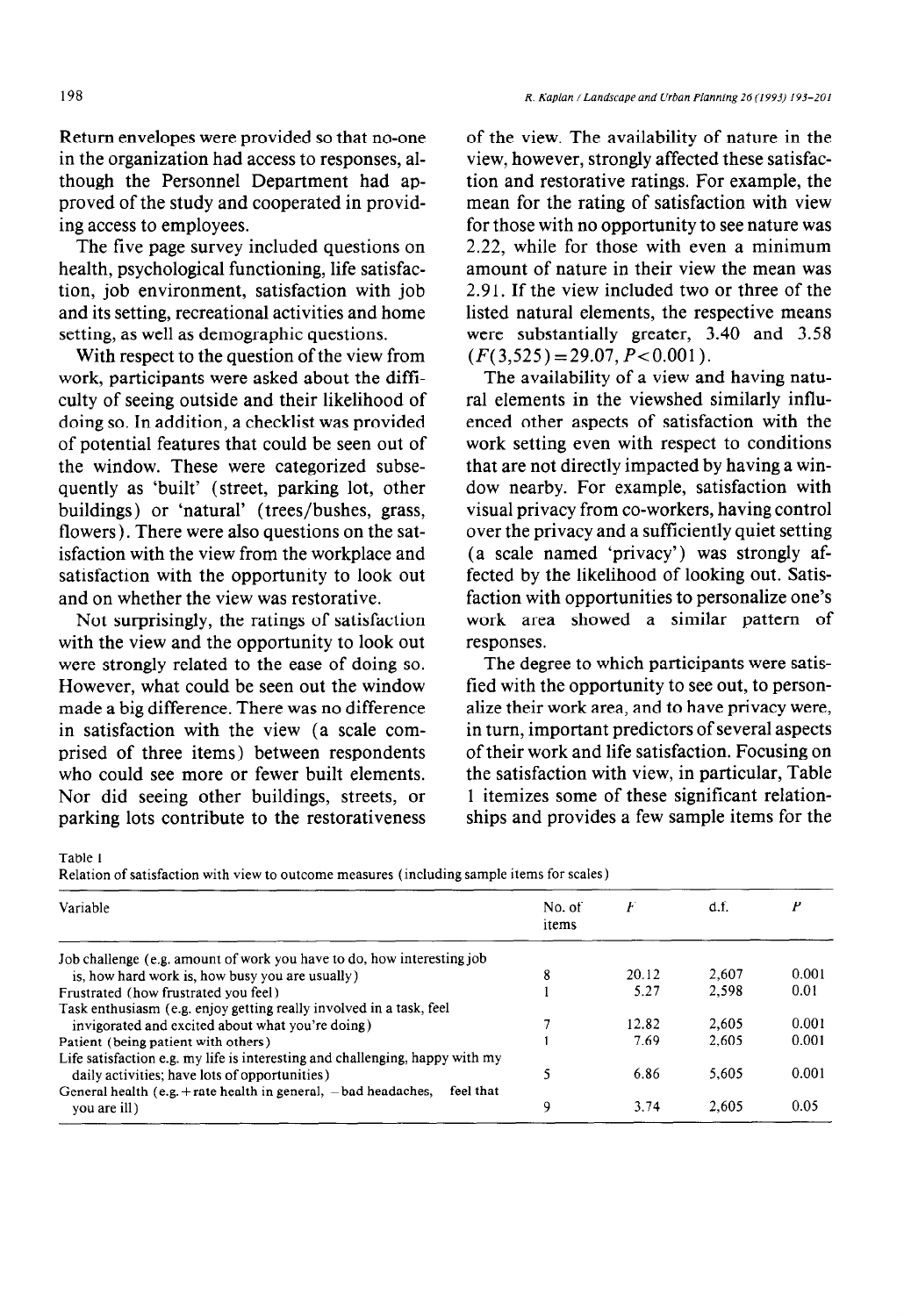Return envelopes were provided so that no-one in the organization had access to responses, although the Personnel Department had approved of the study and cooperated in providing access to employees.

The five page survey included questions on health, psychological functioning, life satisfaction, job environment, satisfaction with job and its setting, recreational activities and home setting, as well as demographic questions.

With respect to the question of the view from work, participants were asked about the difficulty of seeing outside and their likelihood of doing so. In addition, a checklist was provided of potential features that could be seen out of the window. These were categorized subsequently as 'built' (street, parking lot, other buildings) or 'natural' (trees/bushes, grass, flowers). There were also questions on the satisfaction with the view from the workplace and satisfaction with the opportunity to look out and on whether the view was restorative.

Not surprisingly, the ratings of satisfaction with the view and the opportunity to look out were strongly related to the ease of doing so. However, what could be seen out the window made a big difference. There was no difference in satisfaction with the view (a scale comprised of three items) between respondents who could see more or fewer built elements. Nor did seeing other buildings, streets, or parking lots contribute to the restorativeness of the view. The availability of nature in the view, however, strongly affected these satisfaction and restorative ratings. For example, the mean for the rating of satisfaction with view for those with no opportunity to see nature was 2.22, while for those with even a minimum amount of nature in their view the mean was 2.91. If the view included two or three of the listed natural elements, the respective means were substantially greater, 3.40 and 3.58 ($F(3,525)=29.07$, $P<0.001$).

The availability of a view and having natural elements in the viewshed similarly influenced other aspects of satisfaction with the work setting even with respect to conditions that are not directly impacted by having a window nearby. For example, satisfaction with visual privacy from co-workers, having control over the privacy and a sufficiently quiet setting (a scale named 'privacy') was strongly affected by the likelihood of looking out. Satisfaction with opportunities to personalize one's work area showed a similar pattern of responses.

The degree to which participants were satisfied with the opportunity to see out, to personalize their work area, and to have privacy were, in turn, important predictors of several aspects of their work and life satisfaction. Focusing on the satisfaction with view, in particular, Table 1 itemizes some of these significant relationships and provides a few sample items for the

Table 1
Relation of satisfaction with view to outcome measures (including sample items for scales)

| Variable | No. of items | $F$ | d.f. | $P$ |
|---|---|---|---|---|
| Job challenge (e.g. amount of work you have to do, how interesting job is, how hard work is, how busy you are usually) | 8 | 20.12 | 2,607 | 0.001 |
| Frustrated (how frustrated you feel) | 1 | 5.27 | 2,598 | 0.01 |
| Task enthusiasm (e.g. enjoy getting really involved in a task, feel invigorated and excited about what you're doing) | 7 | 12.82 | 2,605 | 0.001 |
| Patient (being patient with others) | 1 | 7.69 | 2,605 | 0.001 |
| Life satisfaction e.g. my life is interesting and challenging, happy with my daily activities; have lots of opportunities) | 5 | 6.86 | 5,605 | 0.001 |
| General health (e.g. + rate health in general, − bad headaches, feel that you are ill) | 9 | 3.74 | 2,605 | 0.05 |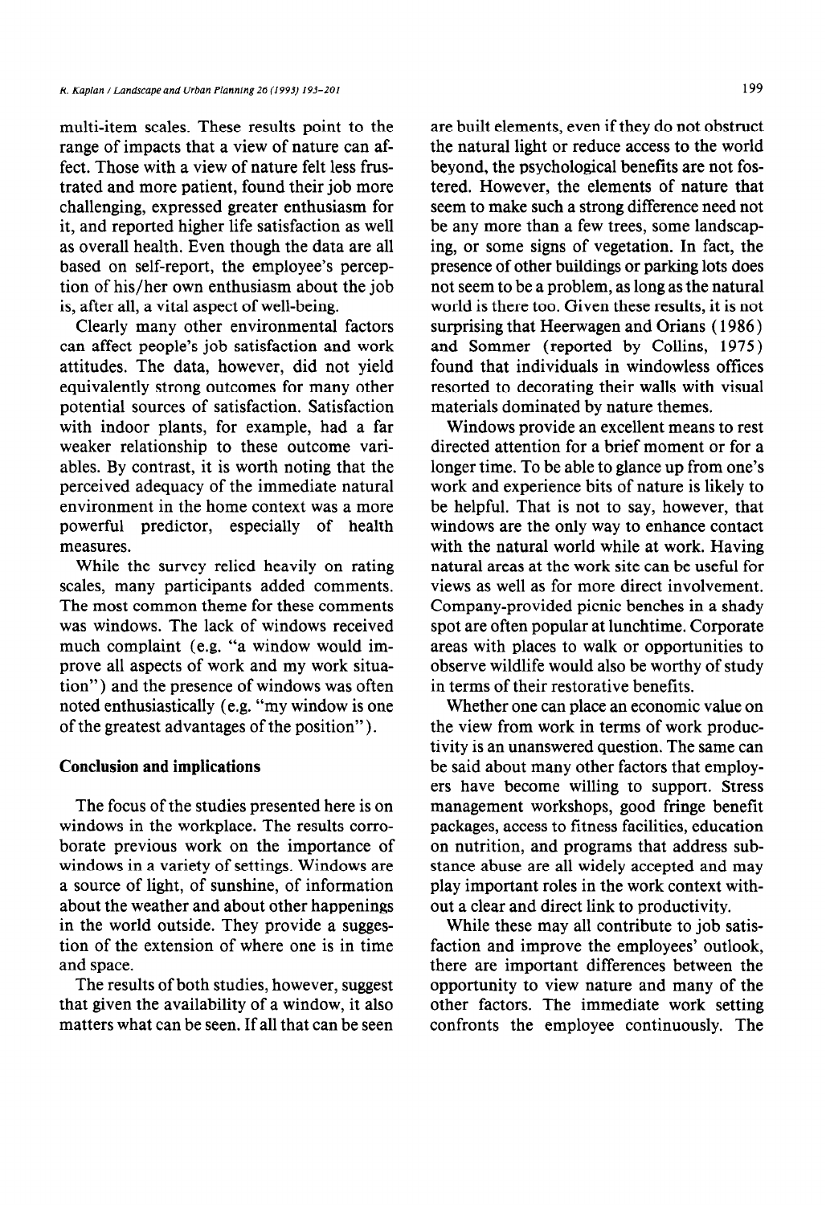multi-item scales. These results point to the range of impacts that a view of nature can affect. Those with a view of nature felt less frustrated and more patient, found their job more challenging, expressed greater enthusiasm for it, and reported higher life satisfaction as well as overall health. Even though the data are all based on self-report, the employee's perception of his/her own enthusiasm about the job is, after all, a vital aspect of well-being.

Clearly many other environmental factors can affect people's job satisfaction and work attitudes. The data, however, did not yield equivalently strong outcomes for many other potential sources of satisfaction. Satisfaction with indoor plants, for example, had a far weaker relationship to these outcome variables. By contrast, it is worth noting that the perceived adequacy of the immediate natural environment in the home context was a more powerful predictor, especially of health measures.

While the survey relied heavily on rating scales, many participants added comments. The most common theme for these comments was windows. The lack of windows received much complaint (e.g. "a window would improve all aspects of work and my work situation") and the presence of windows was often noted enthusiastically (e.g. "my window is one of the greatest advantages of the position").

## Conclusion and implications

The focus of the studies presented here is on windows in the workplace. The results corroborate previous work on the importance of windows in a variety of settings. Windows are a source of light, of sunshine, of information about the weather and about other happenings in the world outside. They provide a suggestion of the extension of where one is in time and space.

The results of both studies, however, suggest that given the availability of a window, it also matters what can be seen. If all that can be seen are built elements, even if they do not obstruct the natural light or reduce access to the world beyond, the psychological benefits are not fostered. However, the elements of nature that seem to make such a strong difference need not be any more than a few trees, some landscaping, or some signs of vegetation. In fact, the presence of other buildings or parking lots does not seem to be a problem, as long as the natural world is there too. Given these results, it is not surprising that Heerwagen and Orians (1986) and Sommer (reported by Collins, 1975) found that individuals in windowless offices resorted to decorating their walls with visual materials dominated by nature themes.

Windows provide an excellent means to rest directed attention for a brief moment or for a longer time. To be able to glance up from one's work and experience bits of nature is likely to be helpful. That is not to say, however, that windows are the only way to enhance contact with the natural world while at work. Having natural areas at the work site can be useful for views as well as for more direct involvement. Company-provided picnic benches in a shady spot are often popular at lunchtime. Corporate areas with places to walk or opportunities to observe wildlife would also be worthy of study in terms of their restorative benefits.

Whether one can place an economic value on the view from work in terms of work productivity is an unanswered question. The same can be said about many other factors that employers have become willing to support. Stress management workshops, good fringe benefit packages, access to fitness facilities, education on nutrition, and programs that address substance abuse are all widely accepted and may play important roles in the work context without a clear and direct link to productivity.

While these may all contribute to job satisfaction and improve the employees' outlook, there are important differences between the opportunity to view nature and many of the other factors. The immediate work setting confronts the employee continuously. The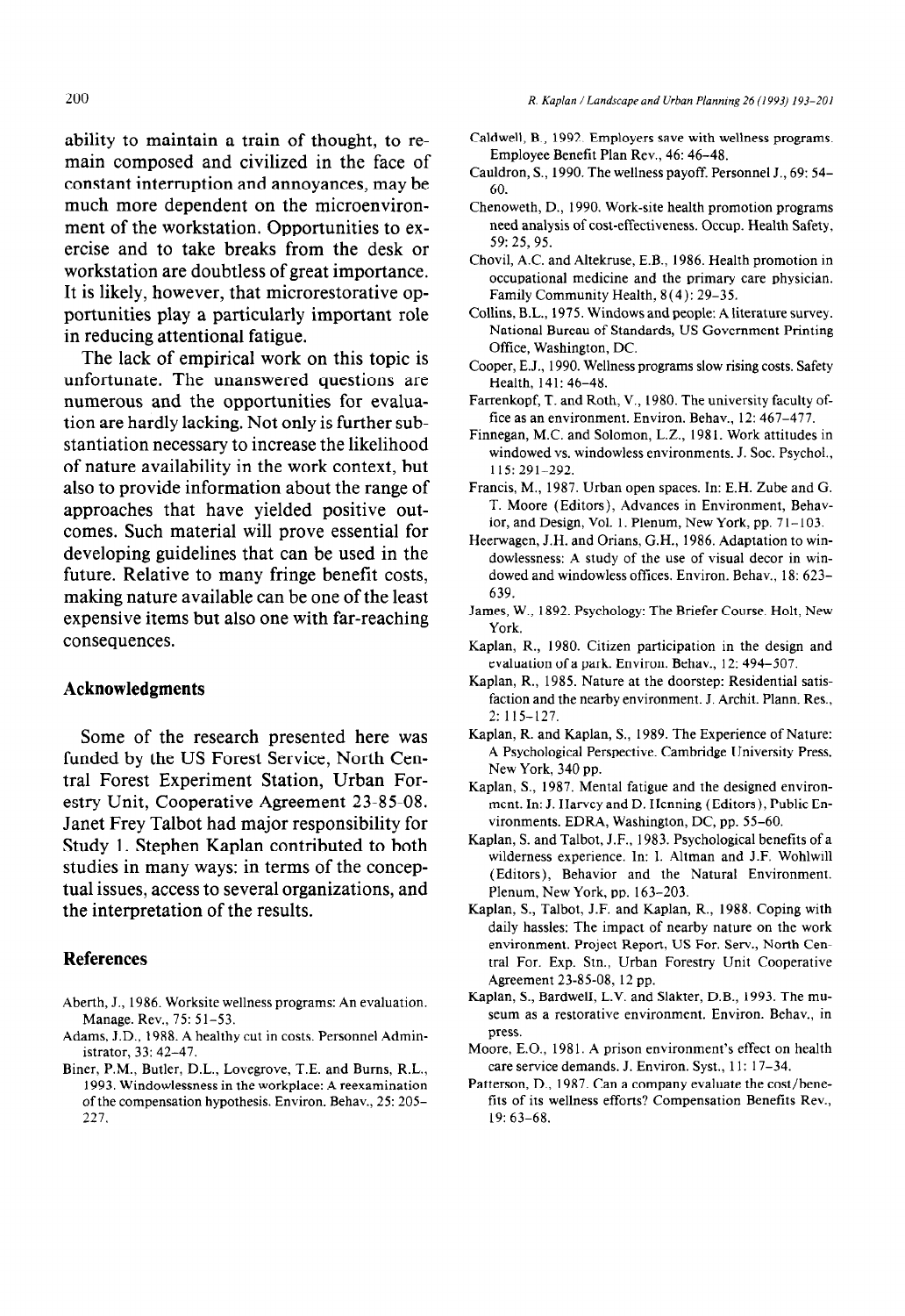ability to maintain a train of thought, to remain composed and civilized in the face of constant interruption and annoyances, may be much more dependent on the microenvironment of the workstation. Opportunities to exercise and to take breaks from the desk or workstation are doubtless of great importance. It is likely, however, that microrestorative opportunities play a particularly important role in reducing attentional fatigue.

The lack of empirical work on this topic is unfortunate. The unanswered questions are numerous and the opportunities for evaluation are hardly lacking. Not only is further substantiation necessary to increase the likelihood of nature availability in the work context, but also to provide information about the range of approaches that have yielded positive outcomes. Such material will prove essential for developing guidelines that can be used in the future. Relative to many fringe benefit costs, making nature available can be one of the least expensive items but also one with far-reaching consequences.

## Acknowledgments

Some of the research presented here was funded by the US Forest Service, North Central Forest Experiment Station, Urban Forestry Unit, Cooperative Agreement 23-85-08. Janet Frey Talbot had major responsibility for Study 1. Stephen Kaplan contributed to both studies in many ways: in terms of the conceptual issues, access to several organizations, and the interpretation of the results.

## References

Aberth, J., 1986. Worksite wellness programs: An evaluation. Manage. Rev., 75: 51–53.

Adams, J.D., 1988. A healthy cut in costs. Personnel Administrator, 33: 42–47.

Biner, P.M., Butler, D.L., Lovegrove, T.E. and Burns, R.L., 1993. Windowlessness in the workplace: A reexamination of the compensation hypothesis. Environ. Behav., 25: 205–227.

Caldwell, B., 1992. Employers save with wellness programs. Employee Benefit Plan Rev., 46: 46–48.

Cauldron, S., 1990. The wellness payoff. Personnel J., 69: 54–60.

Chenoweth, D., 1990. Work-site health promotion programs need analysis of cost-effectiveness. Occup. Health Safety, 59: 25, 95.

Chovil, A.C. and Altekruse, E.B., 1986. Health promotion in occupational medicine and the primary care physician. Family Community Health, 8(4): 29–35.

Collins, B.L., 1975. Windows and people: A literature survey. National Bureau of Standards, US Government Printing Office, Washington, DC.

Cooper, E.J., 1990. Wellness programs slow rising costs. Safety Health, 141: 46–48.

Farrenkopf, T. and Roth, V., 1980. The university faculty office as an environment. Environ. Behav., 12: 467–477.

Finnegan, M.C. and Solomon, L.Z., 1981. Work attitudes in windowed vs. windowless environments. J. Soc. Psychol., 115: 291–292.

Francis, M., 1987. Urban open spaces. In: E.H. Zube and G. T. Moore (Editors), Advances in Environment, Behavior, and Design, Vol. 1. Plenum, New York, pp. 71–103.

Heerwagen, J.H. and Orians, G.H., 1986. Adaptation to windowlessness: A study of the use of visual decor in windowed and windowless offices. Environ. Behav., 18: 623–639.

James, W., 1892. Psychology: The Briefer Course. Holt, New York.

Kaplan, R., 1980. Citizen participation in the design and evaluation of a park. Environ. Behav., 12: 494–507.

Kaplan, R., 1985. Nature at the doorstep: Residential satisfaction and the nearby environment. J. Archit. Plann. Res., 2: 115–127.

Kaplan, R. and Kaplan, S., 1989. The Experience of Nature: A Psychological Perspective. Cambridge University Press, New York, 340 pp.

Kaplan, S., 1987. Mental fatigue and the designed environment. In: J. Harvey and D. Henning (Editors), Public Environments. EDRA, Washington, DC, pp. 55–60.

Kaplan, S. and Talbot, J.F., 1983. Psychological benefits of a wilderness experience. In: I. Altman and J.F. Wohlwill (Editors), Behavior and the Natural Environment. Plenum, New York, pp. 163–203.

Kaplan, S., Talbot, J.F. and Kaplan, R., 1988. Coping with daily hassles: The impact of nearby nature on the work environment. Project Report, US For. Serv., North Central For. Exp. Stn., Urban Forestry Unit Cooperative Agreement 23-85-08, 12 pp.

Kaplan, S., Bardwell, L.V. and Slakter, D.B., 1993. The museum as a restorative environment. Environ. Behav., in press.

Moore, E.O., 1981. A prison environment's effect on health care service demands. J. Environ. Syst., 11: 17–34.

Patterson, D., 1987. Can a company evaluate the cost/benefits of its wellness efforts? Compensation Benefits Rev., 19: 63–68.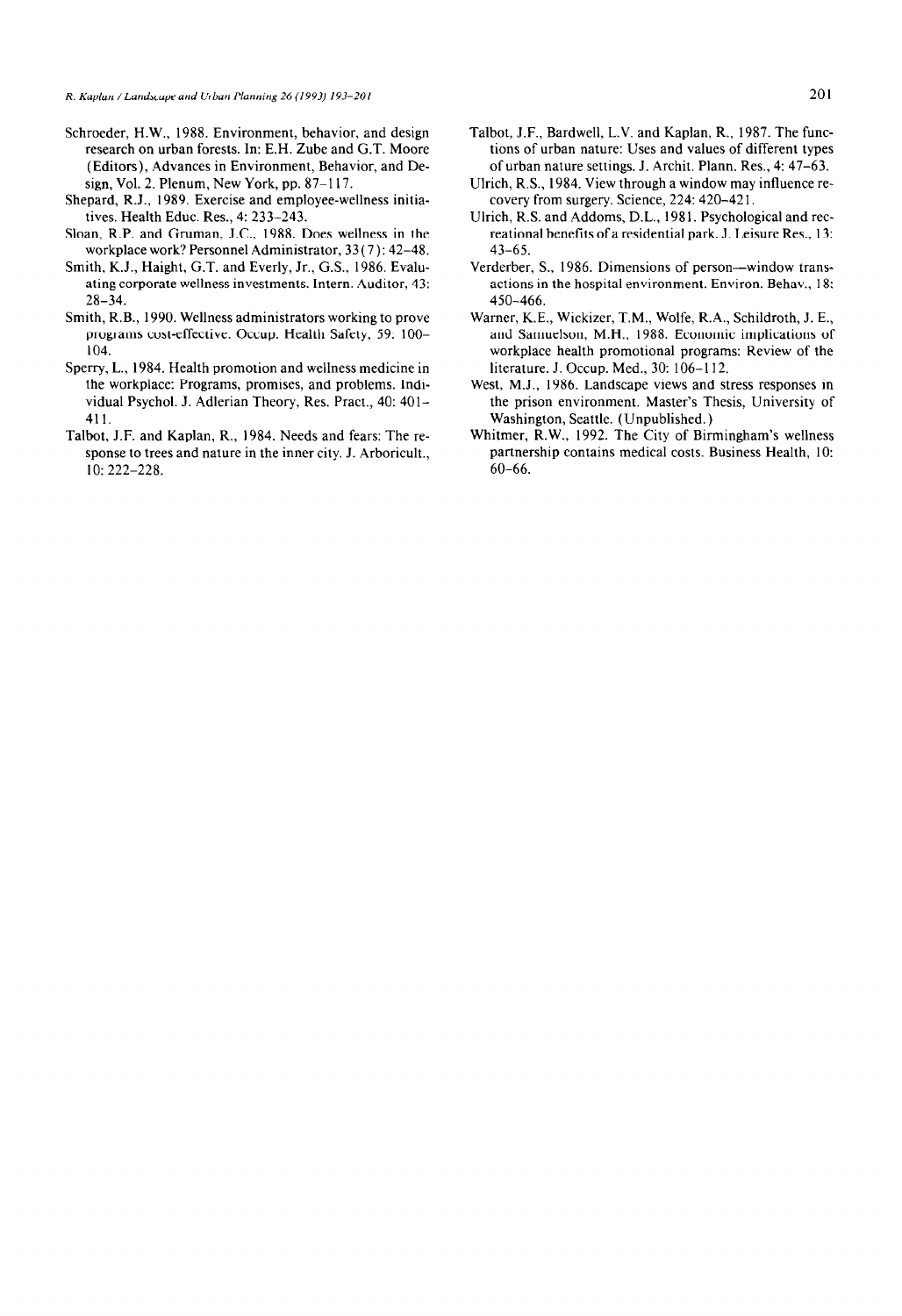Schroeder, H.W., 1988. Environment, behavior, and design research on urban forests. In: E.H. Zube and G.T. Moore (Editors), Advances in Environment, Behavior, and Design, Vol. 2. Plenum, New York, pp. 87–117.

Shepard, R.J., 1989. Exercise and employee-wellness initiatives. Health Educ. Res., 4: 233–243.

Sloan, R.P. and Gruman, J.C., 1988. Does wellness in the workplace work? Personnel Administrator, 33(7): 42–48.

Smith, K.J., Haight, G.T. and Everly, Jr., G.S., 1986. Evaluating corporate wellness investments. Intern. Auditor, 43: 28–34.

Smith, R.B., 1990. Wellness administrators working to prove programs cost-effective. Occup. Health Safety, 59: 100–104.

Sperry, L., 1984. Health promotion and wellness medicine in the workplace: Programs, promises, and problems. Individual Psychol. J. Adlerian Theory, Res. Pract., 40: 401–411.

Talbot, J.F. and Kaplan, R., 1984. Needs and fears: The response to trees and nature in the inner city. J. Arboricult., 10: 222–228.

Talbot, J.F., Bardwell, L.V. and Kaplan, R., 1987. The functions of urban nature: Uses and values of different types of urban nature settings. J. Archit. Plann. Res., 4: 47–63.

Ulrich, R.S., 1984. View through a window may influence recovery from surgery. Science, 224: 420–421.

Ulrich, R.S. and Addoms, D.L., 1981. Psychological and recreational benefits of a residential park. J. Leisure Res., 13: 43–65.

Verderber, S., 1986. Dimensions of person—window transactions in the hospital environment. Environ. Behav., 18: 450–466.

Warner, K.E., Wickizer, T.M., Wolfe, R.A., Schildroth, J. E., and Samuelson, M.H., 1988. Economic implications of workplace health promotional programs: Review of the literature. J. Occup. Med., 30: 106–112.

West, M.J., 1986. Landscape views and stress responses in the prison environment. Master's Thesis, University of Washington, Seattle. (Unpublished.)

Whitmer, R.W., 1992. The City of Birmingham's wellness partnership contains medical costs. Business Health, 10: 60–66.